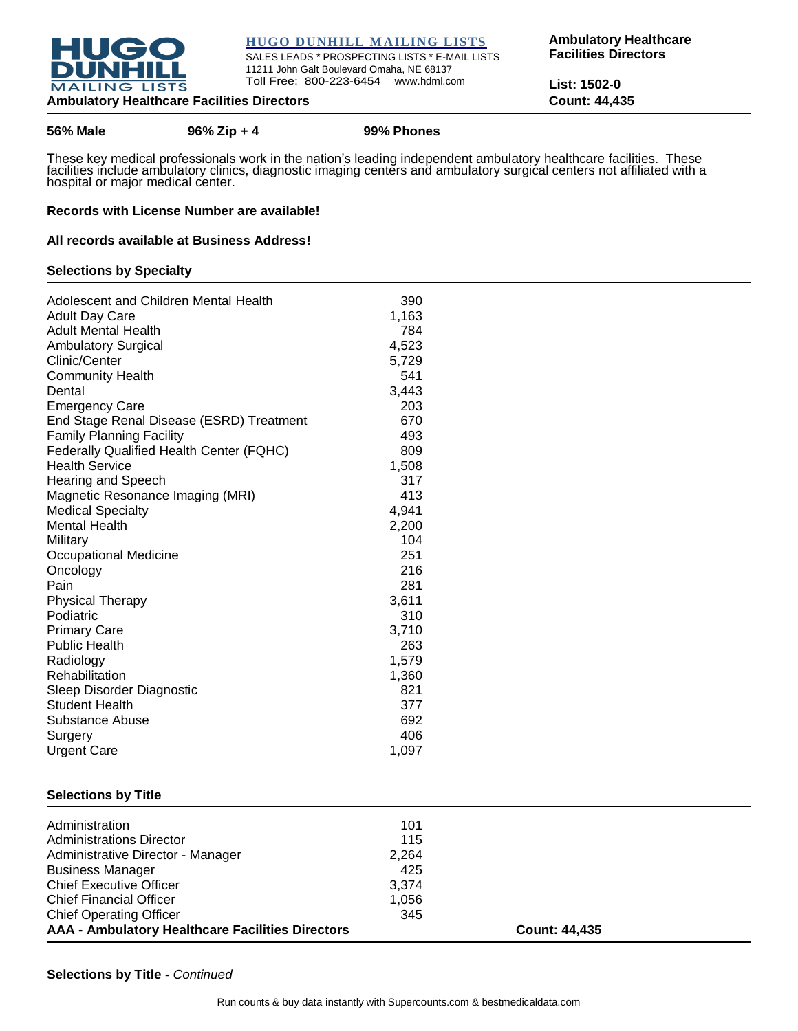**HUGO DUNHILL MAILING LISTS**
SALES LEADS * PROSPECTING LISTS * E-MAIL LISTS
11211 John Galt Boulevard Omaha, NE 68137
Toll Free: 800-223-6454 www.hdml.com

**Ambulatory Healthcare Facilities Directors**

**List: 1502-0**
**Count: 44,435**

# Ambulatory Healthcare Facilities Directors

**56% Male** | **96% Zip + 4** | **99% Phones**

These key medical professionals work in the nation's leading independent ambulatory healthcare facilities. These facilities include ambulatory clinics, diagnostic imaging centers and ambulatory surgical centers not affiliated with a hospital or major medical center.

**Records with License Number are available!**

**All records available at Business Address!**

## Selections by Specialty

| Specialty | Count |
|---|---|
| Adolescent and Children Mental Health | 390 |
| Adult Day Care | 1,163 |
| Adult Mental Health | 784 |
| Ambulatory Surgical | 4,523 |
| Clinic/Center | 5,729 |
| Community Health | 541 |
| Dental | 3,443 |
| Emergency Care | 203 |
| End Stage Renal Disease (ESRD) Treatment | 670 |
| Family Planning Facility | 493 |
| Federally Qualified Health Center (FQHC) | 809 |
| Health Service | 1,508 |
| Hearing and Speech | 317 |
| Magnetic Resonance Imaging (MRI) | 413 |
| Medical Specialty | 4,941 |
| Mental Health | 2,200 |
| Military | 104 |
| Occupational Medicine | 251 |
| Oncology | 216 |
| Pain | 281 |
| Physical Therapy | 3,611 |
| Podiatric | 310 |
| Primary Care | 3,710 |
| Public Health | 263 |
| Radiology | 1,579 |
| Rehabilitation | 1,360 |
| Sleep Disorder Diagnostic | 821 |
| Student Health | 377 |
| Substance Abuse | 692 |
| Surgery | 406 |
| Urgent Care | 1,097 |

## Selections by Title

| Title | Count |
|---|---|
| Administration | 101 |
| Administrations Director | 115 |
| Administrative Director - Manager | 2,264 |
| Business Manager | 425 |
| Chief Executive Officer | 3,374 |
| Chief Financial Officer | 1,056 |
| Chief Operating Officer | 345 |

**AAA - Ambulatory Healthcare Facilities Directors** **Count: 44,435**

**Selections by Title -** *Continued*

Run counts & buy data instantly with Supercounts.com & bestmedicaldata.com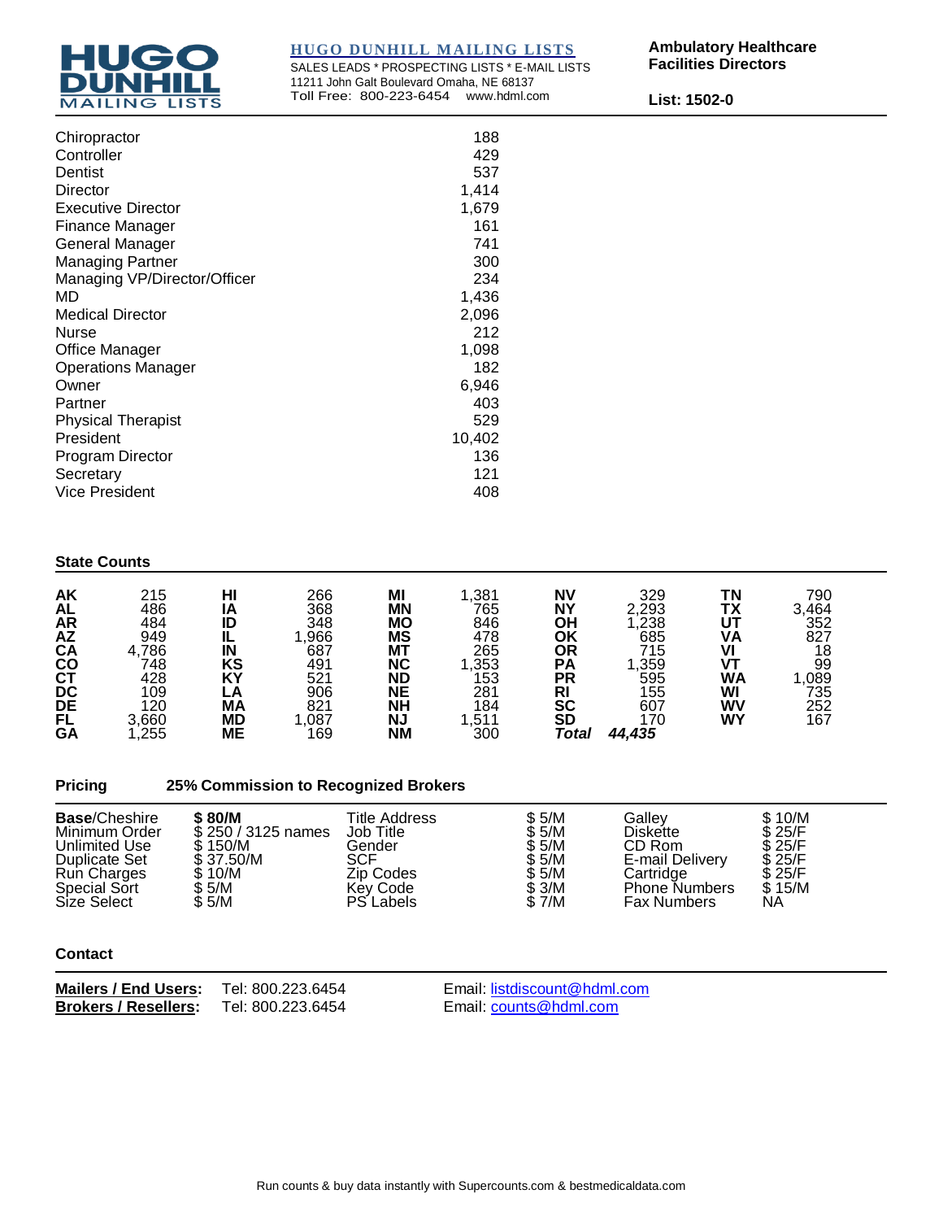# HUGO DUNHILL MAILING LISTS

**HUGO DUNHILL MAILING LISTS**
SALES LEADS * PROSPECTING LISTS * E-MAIL LISTS
11211 John Galt Boulevard Omaha, NE 68137
Toll Free: 800-223-6454 www.hdml.com

**Ambulatory Healthcare Facilities Directors**

**List: 1502-0**

| | |
|---|---|
| Chiropractor | 188 |
| Controller | 429 |
| Dentist | 537 |
| Director | 1,414 |
| Executive Director | 1,679 |
| Finance Manager | 161 |
| General Manager | 741 |
| Managing Partner | 300 |
| Managing VP/Director/Officer | 234 |
| MD | 1,436 |
| Medical Director | 2,096 |
| Nurse | 212 |
| Office Manager | 1,098 |
| Operations Manager | 182 |
| Owner | 6,946 |
| Partner | 403 |
| Physical Therapist | 529 |
| President | 10,402 |
| Program Director | 136 |
| Secretary | 121 |
| Vice President | 408 |

## State Counts

| | | | | | | | | | | | |
|---|---|---|---|---|---|---|---|---|---|---|---|
| **AK** | 215 | **HI** | 266 | **MI** | 1,381 | **NV** | 329 | **TN** | 790 | | |
| **AL** | 486 | **IA** | 368 | **MN** | 765 | **NY** | 2,293 | **TX** | 3,464 | | |
| **AR** | 484 | **ID** | 348 | **MO** | 846 | **OH** | 1,238 | **UT** | 352 | | |
| **AZ** | 949 | **IL** | 1,966 | **MS** | 478 | **OK** | 685 | **VA** | 827 | | |
| **CA** | 4,786 | **IN** | 687 | **MT** | 265 | **OR** | 715 | **VI** | 18 | | |
| **CO** | 748 | **KS** | 491 | **NC** | 1,353 | **PA** | 1,359 | **VT** | 99 | | |
| **CT** | 428 | **KY** | 521 | **ND** | 153 | **PR** | 595 | **WA** | 1,089 | | |
| **DC** | 109 | **LA** | 906 | **NE** | 281 | **RI** | 155 | **WI** | 735 | | |
| **DE** | 120 | **MA** | 821 | **NH** | 184 | **SC** | 607 | **WV** | 252 | | |
| **FL** | 3,660 | **MD** | 1,087 | **NJ** | 1,511 | **SD** | 170 | **WY** | 167 | | |
| **GA** | 1,255 | **ME** | 169 | **NM** | 300 | ***Total*** | ***44,435*** | | | | |

## Pricing

**25% Commission to Recognized Brokers**

| | | | | | |
|---|---|---|---|---|---|
| **Base**/Cheshire | **$ 80/M** | Title Address | $ 5/M | Galley | $ 10/M |
| Minimum Order | $ 250 / 3125 names | Job Title | $ 5/M | Diskette | $ 25/F |
| Unlimited Use | $ 150/M | Gender | $ 5/M | CD Rom | $ 25/F |
| Duplicate Set | $ 37.50/M | SCF | $ 5/M | E-mail Delivery | $ 25/F |
| Run Charges | $ 10/M | Zip Codes | $ 5/M | Cartridge | $ 25/F |
| Special Sort | $ 5/M | Key Code | $ 3/M | Phone Numbers | $ 15/M |
| Size Select | $ 5/M | PS Labels | $ 7/M | Fax Numbers | NA |

## Contact

**Mailers / End Users:** Tel: 800.223.6454 Email: listdiscount@hdml.com
**Brokers / Resellers:** Tel: 800.223.6454 Email: counts@hdml.com

Run counts & buy data instantly with Supercounts.com & bestmedicaldata.com